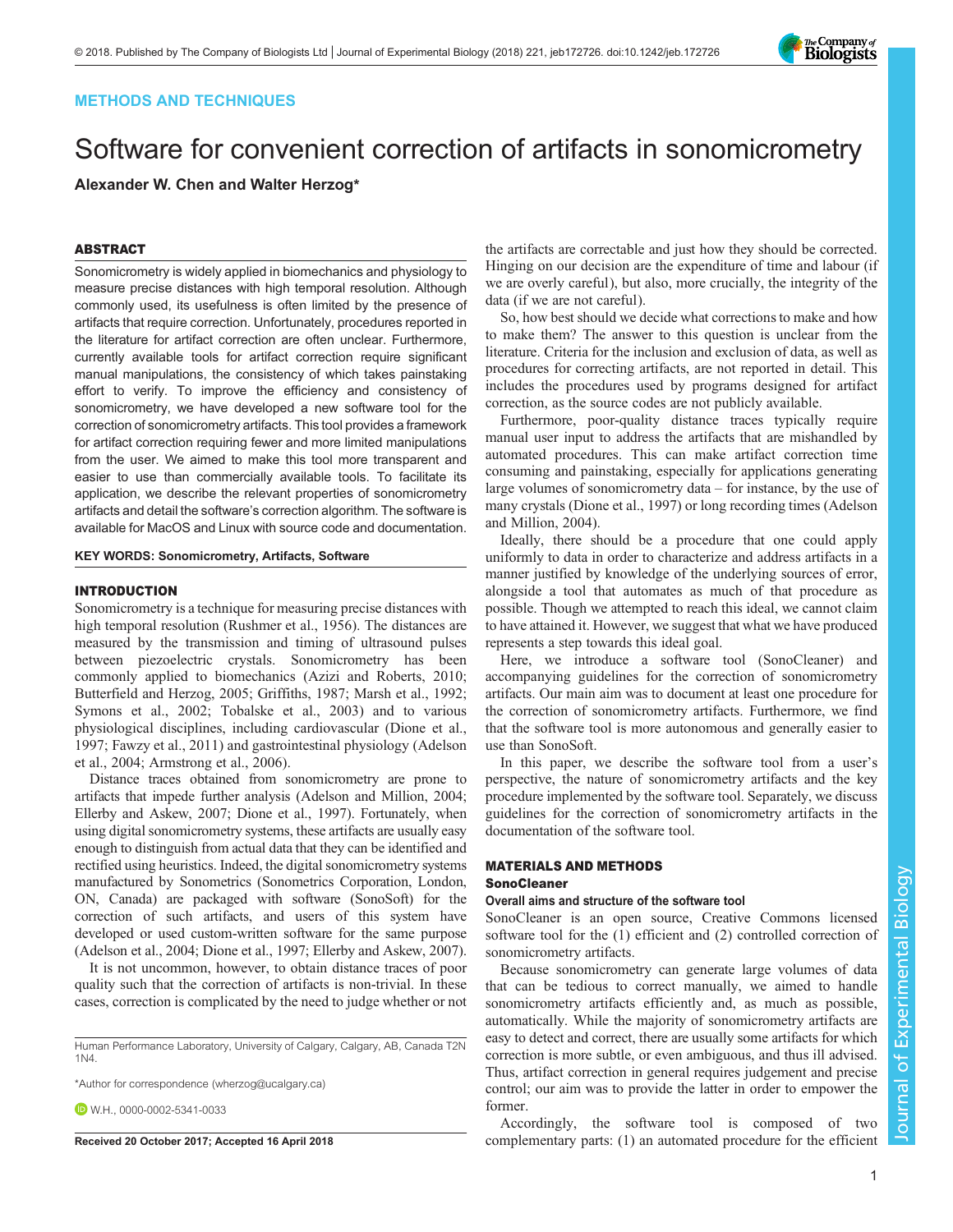## METHODS AND TECHNIQUES

# Software for convenient correction of artifacts in sonomicrometry

**Alexander W. Chen and Walter Herzog***

### ABSTRACT

Sonomicrometry is widely applied in biomechanics and physiology to measure precise distances with high temporal resolution. Although commonly used, its usefulness is often limited by the presence of artifacts that require correction. Unfortunately, procedures reported in the literature for artifact correction are often unclear. Furthermore, currently available tools for artifact correction require significant manual manipulations, the consistency of which takes painstaking effort to verify. To improve the efficiency and consistency of sonomicrometry, we have developed a new software tool for the correction of sonomicrometry artifacts. This tool provides a framework for artifact correction requiring fewer and more limited manipulations from the user. We aimed to make this tool more transparent and easier to use than commercially available tools. To facilitate its application, we describe the relevant properties of sonomicrometry artifacts and detail the software's correction algorithm. The software is available for MacOS and Linux with source code and documentation.

**KEY WORDS: Sonomicrometry, Artifacts, Software**

### INTRODUCTION

Sonomicrometry is a technique for measuring precise distances with high temporal resolution (Rushmer et al., 1956). The distances are measured by the transmission and timing of ultrasound pulses between piezoelectric crystals. Sonomicrometry has been commonly applied to biomechanics (Azizi and Roberts, 2010; Butterfield and Herzog, 2005; Griffiths, 1987; Marsh et al., 1992; Symons et al., 2002; Tobalske et al., 2003) and to various physiological disciplines, including cardiovascular (Dione et al., 1997; Fawzy et al., 2011) and gastrointestinal physiology (Adelson et al., 2004; Armstrong et al., 2006).

Distance traces obtained from sonomicrometry are prone to artifacts that impede further analysis (Adelson and Million, 2004; Ellerby and Askew, 2007; Dione et al., 1997). Fortunately, when using digital sonomicrometry systems, these artifacts are usually easy enough to distinguish from actual data that they can be identified and rectified using heuristics. Indeed, the digital sonomicrometry systems manufactured by Sonometrics (Sonometrics Corporation, London, ON, Canada) are packaged with software (SonoSoft) for the correction of such artifacts, and users of this system have developed or used custom-written software for the same purpose (Adelson et al., 2004; Dione et al., 1997; Ellerby and Askew, 2007).

It is not uncommon, however, to obtain distance traces of poor quality such that the correction of artifacts is non-trivial. In these cases, correction is complicated by the need to judge whether or not the artifacts are correctable and just how they should be corrected. Hinging on our decision are the expenditure of time and labour (if we are overly careful), but also, more crucially, the integrity of the data (if we are not careful).

So, how best should we decide what corrections to make and how to make them? The answer to this question is unclear from the literature. Criteria for the inclusion and exclusion of data, as well as procedures for correcting artifacts, are not reported in detail. This includes the procedures used by programs designed for artifact correction, as the source codes are not publicly available.

Furthermore, poor-quality distance traces typically require manual user input to address the artifacts that are mishandled by automated procedures. This can make artifact correction time consuming and painstaking, especially for applications generating large volumes of sonomicrometry data – for instance, by the use of many crystals (Dione et al., 1997) or long recording times (Adelson and Million, 2004).

Ideally, there should be a procedure that one could apply uniformly to data in order to characterize and address artifacts in a manner justified by knowledge of the underlying sources of error, alongside a tool that automates as much of that procedure as possible. Though we attempted to reach this ideal, we cannot claim to have attained it. However, we suggest that what we have produced represents a step towards this ideal goal.

Here, we introduce a software tool (SonoCleaner) and accompanying guidelines for the correction of sonomicrometry artifacts. Our main aim was to document at least one procedure for the correction of sonomicrometry artifacts. Furthermore, we find that the software tool is more autonomous and generally easier to use than SonoSoft.

In this paper, we describe the software tool from a user's perspective, the nature of sonomicrometry artifacts and the key procedure implemented by the software tool. Separately, we discuss guidelines for the correction of sonomicrometry artifacts in the documentation of the software tool.

### MATERIALS AND METHODS

#### SonoCleaner

##### Overall aims and structure of the software tool

SonoCleaner is an open source, Creative Commons licensed software tool for the (1) efficient and (2) controlled correction of sonomicrometry artifacts.

Because sonomicrometry can generate large volumes of data that can be tedious to correct manually, we aimed to handle sonomicrometry artifacts efficiently and, as much as possible, automatically. While the majority of sonomicrometry artifacts are easy to detect and correct, there are usually some artifacts for which correction is more subtle, or even ambiguous, and thus ill advised. Thus, artifact correction in general requires judgement and precise control; our aim was to provide the latter in order to empower the former.

Accordingly, the software tool is composed of two complementary parts: (1) an automated procedure for the efficient

---

Human Performance Laboratory, University of Calgary, Calgary, AB, Canada T2N 1N4.

*Author for correspondence (wherzog@ucalgary.ca)

W.H., 0000-0002-5341-0033

**Received 20 October 2017; Accepted 16 April 2018**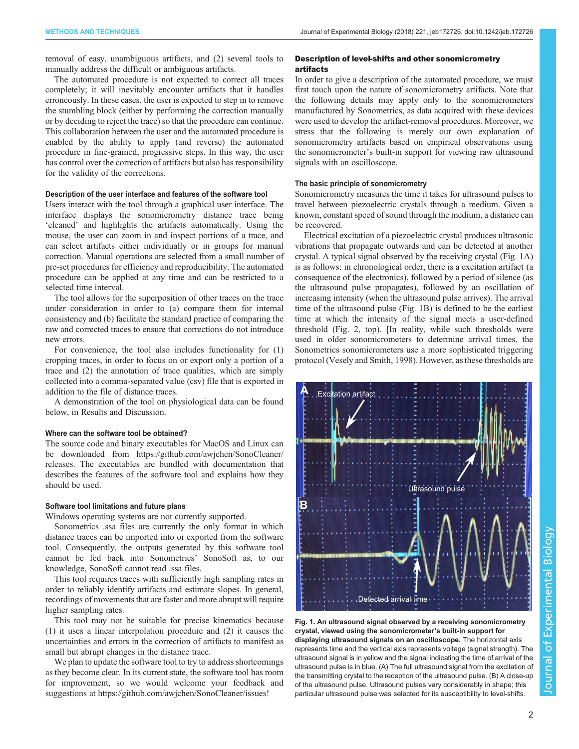removal of easy, unambiguous artifacts, and (2) several tools to manually address the difficult or ambiguous artifacts.

The automated procedure is not expected to correct all traces completely; it will inevitably encounter artifacts that it handles erroneously. In these cases, the user is expected to step in to remove the stumbling block (either by performing the correction manually or by deciding to reject the trace) so that the procedure can continue. This collaboration between the user and the automated procedure is enabled by the ability to apply (and reverse) the automated procedure in fine-grained, progressive steps. In this way, the user has control over the correction of artifacts but also has responsibility for the validity of the corrections.

#### Description of the user interface and features of the software tool

Users interact with the tool through a graphical user interface. The interface displays the sonomicrometry distance trace being 'cleaned' and highlights the artifacts automatically. Using the mouse, the user can zoom in and inspect portions of a trace, and can select artifacts either individually or in groups for manual correction. Manual operations are selected from a small number of pre-set procedures for efficiency and reproducibility. The automated procedure can be applied at any time and can be restricted to a selected time interval.

The tool allows for the superposition of other traces on the trace under consideration in order to (a) compare them for internal consistency and (b) facilitate the standard practice of comparing the raw and corrected traces to ensure that corrections do not introduce new errors.

For convenience, the tool also includes functionality for (1) cropping traces, in order to focus on or export only a portion of a trace and (2) the annotation of trace qualities, which are simply collected into a comma-separated value (csv) file that is exported in addition to the file of distance traces.

A demonstration of the tool on physiological data can be found below, in Results and Discussion.

#### Where can the software tool be obtained?

The source code and binary executables for MacOS and Linux can be downloaded from https://github.com/awjchen/SonoCleaner/releases. The executables are bundled with documentation that describes the features of the software tool and explains how they should be used.

#### Software tool limitations and future plans

Windows operating systems are not currently supported.

Sonometrics .ssa files are currently the only format in which distance traces can be imported into or exported from the software tool. Consequently, the outputs generated by this software tool cannot be fed back into Sonometrics' SonoSoft as, to our knowledge, SonoSoft cannot read .ssa files.

This tool requires traces with sufficiently high sampling rates in order to reliably identify artifacts and estimate slopes. In general, recordings of movements that are faster and more abrupt will require higher sampling rates.

This tool may not be suitable for precise kinematics because (1) it uses a linear interpolation procedure and (2) it causes the uncertainties and errors in the correction of artifacts to manifest as small but abrupt changes in the distance trace.

We plan to update the software tool to try to address shortcomings as they become clear. In its current state, the software tool has room for improvement, so we would welcome your feedback and suggestions at https://github.com/awjchen/SonoCleaner/issues!

### Description of level-shifts and other sonomicrometry artifacts

In order to give a description of the automated procedure, we must first touch upon the nature of sonomicrometry artifacts. Note that the following details may apply only to the sonomicrometers manufactured by Sonometrics, as data acquired with these devices were used to develop the artifact-removal procedures. Moreover, we stress that the following is merely our own explanation of sonomicrometry artifacts based on empirical observations using the sonomicrometer's built-in support for viewing raw ultrasound signals with an oscilloscope.

#### The basic principle of sonomicrometry

Sonomicrometry measures the time it takes for ultrasound pulses to travel between piezoelectric crystals through a medium. Given a known, constant speed of sound through the medium, a distance can be recovered.

Electrical excitation of a piezoelectric crystal produces ultrasonic vibrations that propagate outwards and can be detected at another crystal. A typical signal observed by the receiving crystal (Fig. 1A) is as follows: in chronological order, there is a excitation artifact (a consequence of the electronics), followed by a period of silence (as the ultrasound pulse propagates), followed by an oscillation of increasing intensity (when the ultrasound pulse arrives). The arrival time of the ultrasound pulse (Fig. 1B) is defined to be the earliest time at which the intensity of the signal meets a user-defined threshold (Fig. 2, top). [In reality, while such thresholds were used in older sonomicrometers to determine arrival times, the Sonometrics sonomicrometers use a more sophisticated triggering protocol (Vesely and Smith, 1998). However, as these thresholds are

**Fig. 1. An ultrasound signal observed by a receiving sonomicrometry crystal, viewed using the sonomicrometer's built-in support for displaying ultrasound signals on an oscilloscope.** The horizontal axis represents time and the vertical axis represents voltage (signal strength). The ultrasound signal is in yellow and the signal indicating the time of arrival of the ultrasound pulse is in blue. (A) The full ultrasound signal from the excitation of the transmitting crystal to the reception of the ultrasound pulse. (B) A close-up of the ultrasound pulse. Ultrasound pulses vary considerably in shape; this particular ultrasound pulse was selected for its susceptibility to level-shifts.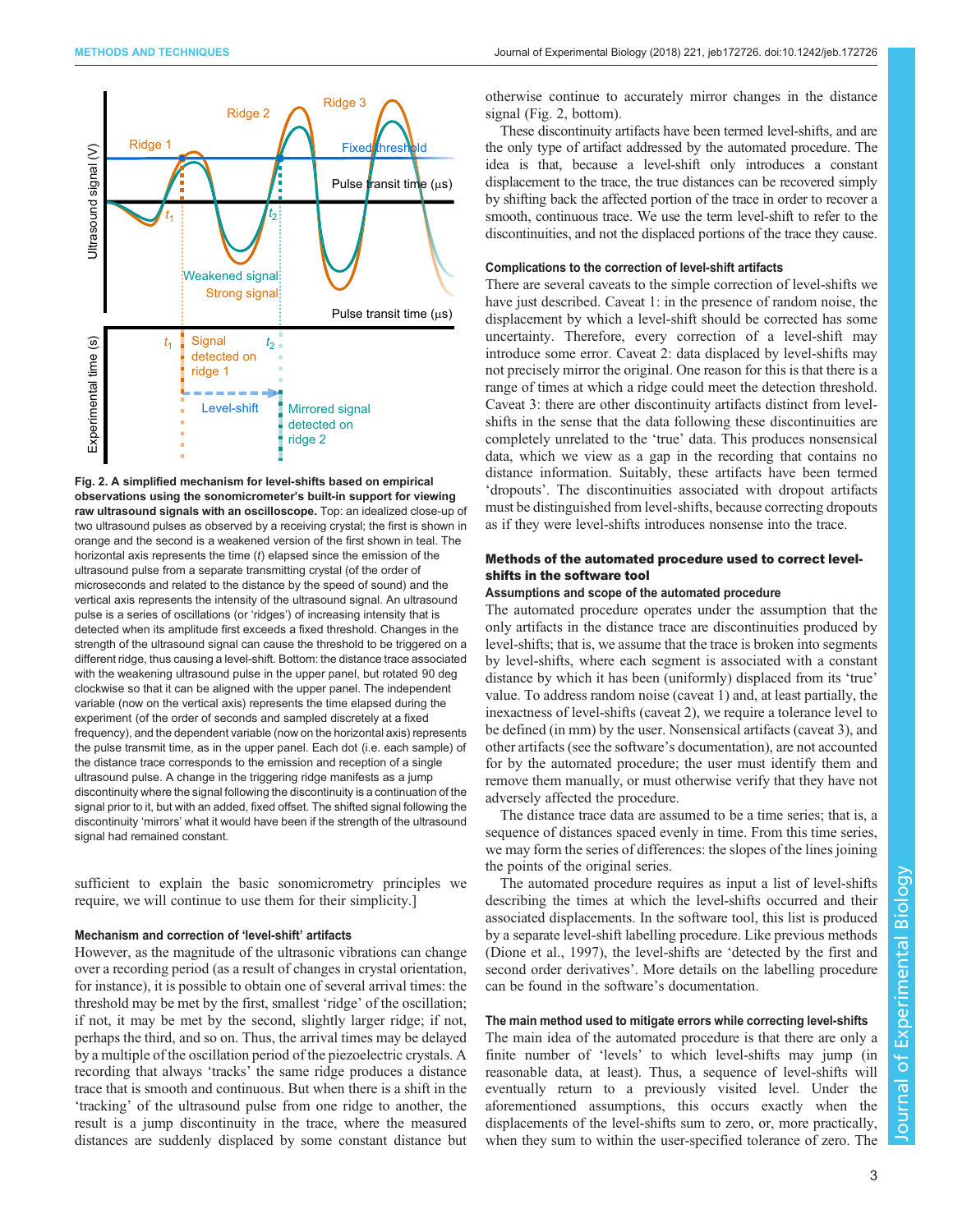Ridge 1

Ridge 2

Ridge 3

Fixed threshold

Pulse transit time (µs)

Ultrasound signal (V)

$t_1$

$t_2$

Weakened signal

Strong signal

Pulse transit time (µs)

Experimental time (s)

$t_1$

Signal detected on ridge 1

$t_2$

Level-shift

Mirrored signal detected on ridge 2

**Fig. 2. A simplified mechanism for level-shifts based on empirical observations using the sonomicrometer's built-in support for viewing raw ultrasound signals with an oscilloscope.** Top: an idealized close-up of two ultrasound pulses as observed by a receiving crystal; the first is shown in orange and the second is a weakened version of the first shown in teal. The horizontal axis represents the time ($t$) elapsed since the emission of the ultrasound pulse from a separate transmitting crystal (of the order of microseconds and related to the distance by the speed of sound) and the vertical axis represents the intensity of the ultrasound signal. An ultrasound pulse is a series of oscillations (or 'ridges') of increasing intensity that is detected when its amplitude first exceeds a fixed threshold. Changes in the strength of the ultrasound signal can cause the threshold to be triggered on a different ridge, thus causing a level-shift. Bottom: the distance trace associated with the weakening ultrasound pulse in the upper panel, but rotated 90 deg clockwise so that it can be aligned with the upper panel. The independent variable (now on the vertical axis) represents the time elapsed during the experiment (of the order of seconds and sampled discretely at a fixed frequency), and the dependent variable (now on the horizontal axis) represents the pulse transmit time, as in the upper panel. Each dot (i.e. each sample) of the distance trace corresponds to the emission and reception of a single ultrasound pulse. A change in the triggering ridge manifests as a jump discontinuity where the signal following the discontinuity is a continuation of the signal prior to it, but with an added, fixed offset. The shifted signal following the discontinuity 'mirrors' what it would have been if the strength of the ultrasound signal had remained constant.

sufficient to explain the basic sonomicrometry principles we require, we will continue to use them for their simplicity.]

### Mechanism and correction of 'level-shift' artifacts

However, as the magnitude of the ultrasonic vibrations can change over a recording period (as a result of changes in crystal orientation, for instance), it is possible to obtain one of several arrival times: the threshold may be met by the first, smallest 'ridge' of the oscillation; if not, it may be met by the second, slightly larger ridge; if not, perhaps the third, and so on. Thus, the arrival times may be delayed by a multiple of the oscillation period of the piezoelectric crystals. A recording that always 'tracks' the same ridge produces a distance trace that is smooth and continuous. But when there is a shift in the 'tracking' of the ultrasound pulse from one ridge to another, the result is a jump discontinuity in the trace, where the measured distances are suddenly displaced by some constant distance but otherwise continue to accurately mirror changes in the distance signal (Fig. 2, bottom).

These discontinuity artifacts have been termed level-shifts, and are the only type of artifact addressed by the automated procedure. The idea is that, because a level-shift only introduces a constant displacement to the trace, the true distances can be recovered simply by shifting back the affected portion of the trace in order to recover a smooth, continuous trace. We use the term level-shift to refer to the discontinuities, and not the displaced portions of the trace they cause.

### Complications to the correction of level-shift artifacts

There are several caveats to the simple correction of level-shifts we have just described. Caveat 1: in the presence of random noise, the displacement by which a level-shift should be corrected has some uncertainty. Therefore, every correction of a level-shift may introduce some error. Caveat 2: data displaced by level-shifts may not precisely mirror the original. One reason for this is that there is a range of times at which a ridge could meet the detection threshold. Caveat 3: there are other discontinuity artifacts distinct from level-shifts in the sense that the data following these discontinuities are completely unrelated to the 'true' data. This produces nonsensical data, which we view as a gap in the recording that contains no distance information. Suitably, these artifacts have been termed 'dropouts'. The discontinuities associated with dropout artifacts must be distinguished from level-shifts, because correcting dropouts as if they were level-shifts introduces nonsense into the trace.

## Methods of the automated procedure used to correct level-shifts in the software tool

### Assumptions and scope of the automated procedure

The automated procedure operates under the assumption that the only artifacts in the distance trace are discontinuities produced by level-shifts; that is, we assume that the trace is broken into segments by level-shifts, where each segment is associated with a constant distance by which it has been (uniformly) displaced from its 'true' value. To address random noise (caveat 1) and, at least partially, the inexactness of level-shifts (caveat 2), we require a tolerance level to be defined (in mm) by the user. Nonsensical artifacts (caveat 3), and other artifacts (see the software's documentation), are not accounted for by the automated procedure; the user must identify them and remove them manually, or must otherwise verify that they have not adversely affected the procedure.

The distance trace data are assumed to be a time series; that is, a sequence of distances spaced evenly in time. From this time series, we may form the series of differences: the slopes of the lines joining the points of the original series.

The automated procedure requires as input a list of level-shifts describing the times at which the level-shifts occurred and their associated displacements. In the software tool, this list is produced by a separate level-shift labelling procedure. Like previous methods (Dione et al., 1997), the level-shifts are 'detected by the first and second order derivatives'. More details on the labelling procedure can be found in the software's documentation.

### The main method used to mitigate errors while correcting level-shifts

The main idea of the automated procedure is that there are only a finite number of 'levels' to which level-shifts may jump (in reasonable data, at least). Thus, a sequence of level-shifts will eventually return to a previously visited level. Under the aforementioned assumptions, this occurs exactly when the displacements of the level-shifts sum to zero, or, more practically, when they sum to within the user-specified tolerance of zero. The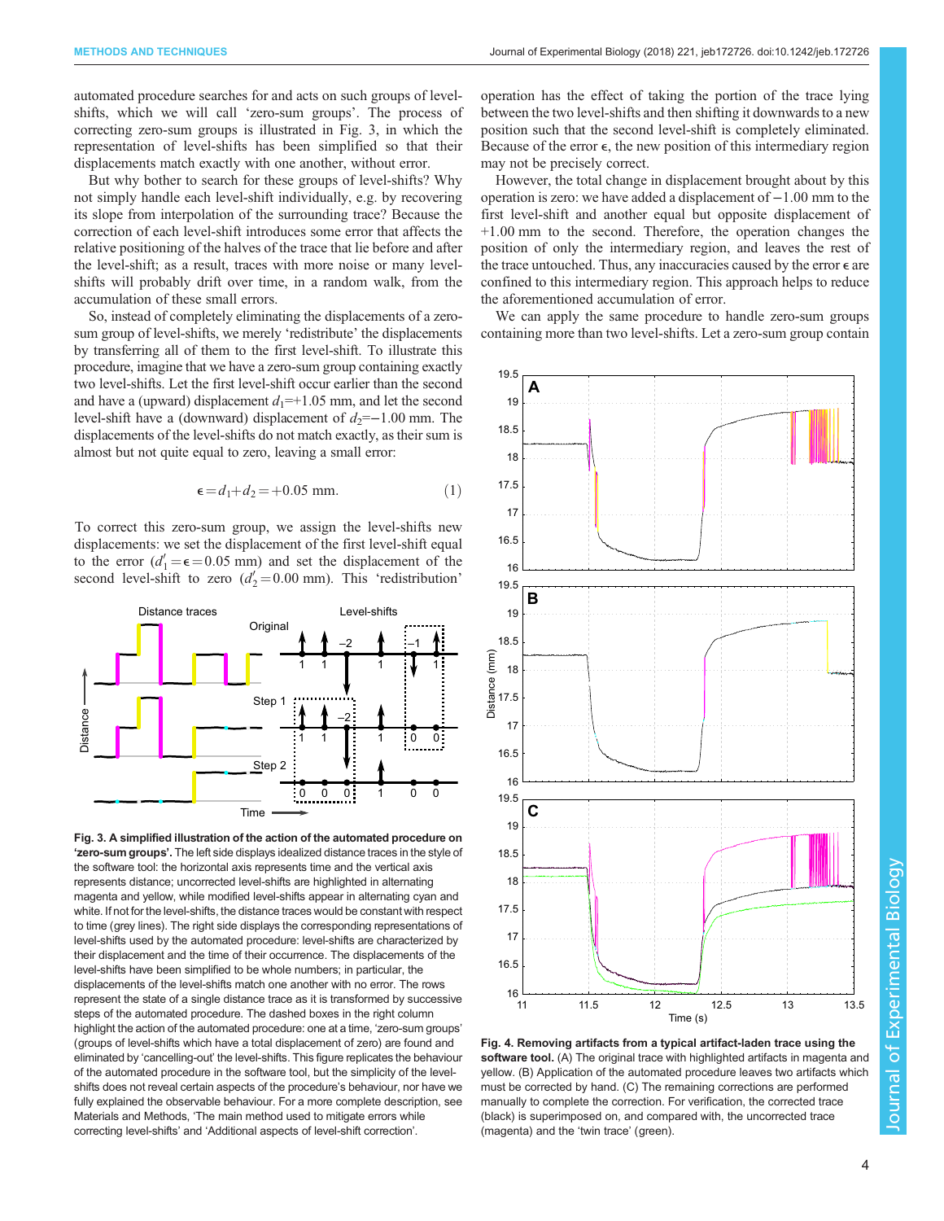automated procedure searches for and acts on such groups of level-shifts, which we will call 'zero-sum groups'. The process of correcting zero-sum groups is illustrated in Fig. 3, in which the representation of level-shifts has been simplified so that their displacements match exactly with one another, without error.

But why bother to search for these groups of level-shifts? Why not simply handle each level-shift individually, e.g. by recovering its slope from interpolation of the surrounding trace? Because the correction of each level-shift introduces some error that affects the relative positioning of the halves of the trace that lie before and after the level-shift; as a result, traces with more noise or many level-shifts will probably drift over time, in a random walk, from the accumulation of these small errors.

So, instead of completely eliminating the displacements of a zero-sum group of level-shifts, we merely 'redistribute' the displacements by transferring all of them to the first level-shift. To illustrate this procedure, imagine that we have a zero-sum group containing exactly two level-shifts. Let the first level-shift occur earlier than the second and have a (upward) displacement $d_1$=+1.05 mm, and let the second level-shift have a (downward) displacement of $d_2$=−1.00 mm. The displacements of the level-shifts do not match exactly, as their sum is almost but not quite equal to zero, leaving a small error:

$$\epsilon = d_1 + d_2 = +0.05 \text{ mm}. \tag{1}$$

To correct this zero-sum group, we assign the level-shifts new displacements: we set the displacement of the first level-shift equal to the error ($d'_1 = \epsilon = 0.05$ mm) and set the displacement of the second level-shift to zero ($d'_2 = 0.00$ mm). This 'redistribution' operation has the effect of taking the portion of the trace lying between the two level-shifts and then shifting it downwards to a new position such that the second level-shift is completely eliminated. Because of the error $\epsilon$, the new position of this intermediary region may not be precisely correct.

However, the total change in displacement brought about by this operation is zero: we have added a displacement of −1.00 mm to the first level-shift and another equal but opposite displacement of +1.00 mm to the second. Therefore, the operation changes the position of only the intermediary region, and leaves the rest of the trace untouched. Thus, any inaccuracies caused by the error $\epsilon$ are confined to this intermediary region. This approach helps to reduce the aforementioned accumulation of error.

We can apply the same procedure to handle zero-sum groups containing more than two level-shifts. Let a zero-sum group contain

**Fig. 3. A simplified illustration of the action of the automated procedure on 'zero-sum groups'.** The left side displays idealized distance traces in the style of the software tool: the horizontal axis represents time and the vertical axis represents distance; uncorrected level-shifts are highlighted in alternating magenta and yellow, while modified level-shifts appear in alternating cyan and white. If not for the level-shifts, the distance traces would be constant with respect to time (grey lines). The right side displays the corresponding representations of level-shifts used by the automated procedure: level-shifts are characterized by their displacement and the time of their occurrence. The displacements of the level-shifts have been simplified to be whole numbers; in particular, the displacements of the level-shifts match one another with no error. The rows represent the state of a single distance trace as it is transformed by successive steps of the automated procedure. The dashed boxes in the right column highlight the action of the automated procedure: one at a time, 'zero-sum groups' (groups of level-shifts which have a total displacement of zero) are found and eliminated by 'cancelling-out' the level-shifts. This figure replicates the behaviour of the automated procedure in the software tool, but the simplicity of the level-shifts does not reveal certain aspects of the procedure's behaviour, nor have we fully explained the observable behaviour. For a more complete description, see Materials and Methods, 'The main method used to mitigate errors while correcting level-shifts' and 'Additional aspects of level-shift correction'.

**Fig. 4. Removing artifacts from a typical artifact-laden trace using the software tool.** (A) The original trace with highlighted artifacts in magenta and yellow. (B) Application of the automated procedure leaves two artifacts which must be corrected by hand. (C) The remaining corrections are performed manually to complete the correction. For verification, the corrected trace (black) is superimposed on, and compared with, the uncorrected trace (magenta) and the 'twin trace' (green).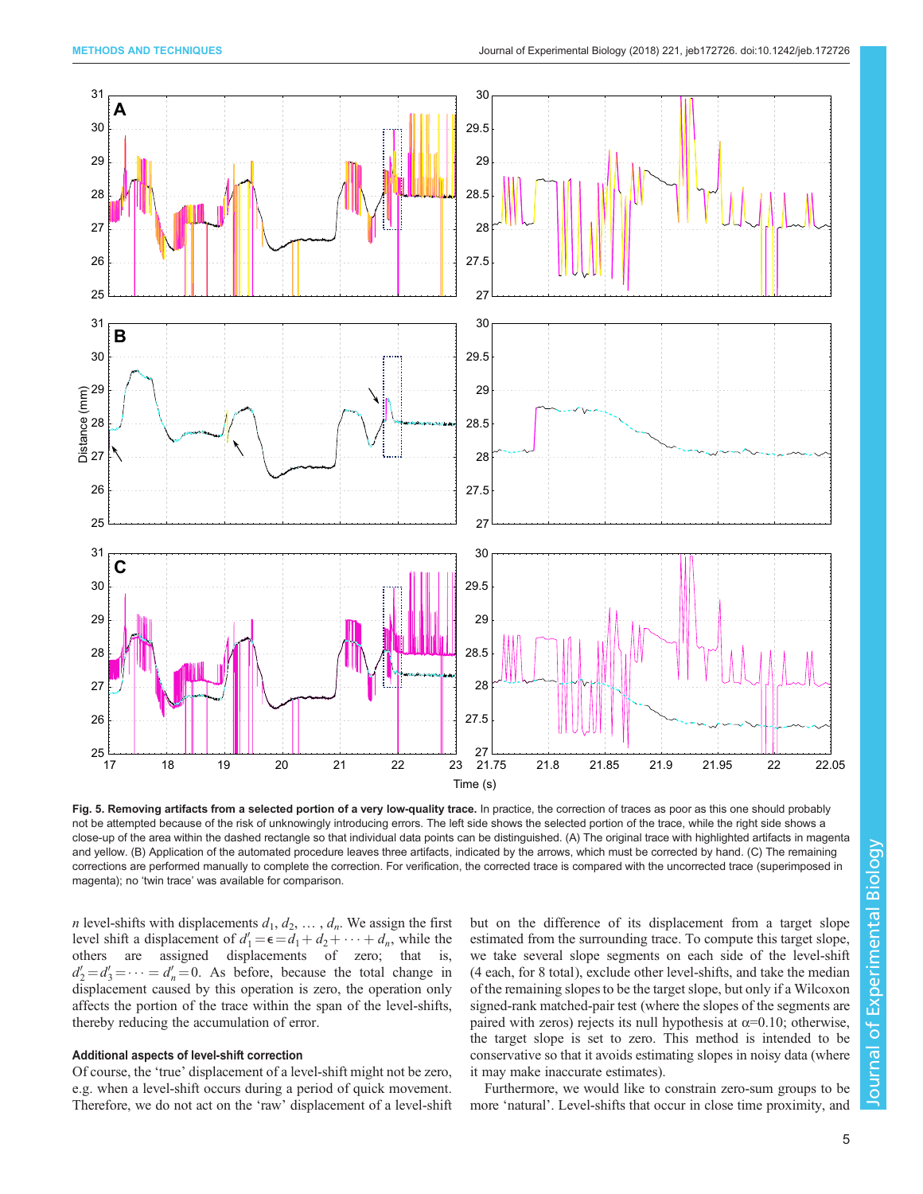**Fig. 5. Removing artifacts from a selected portion of a very low-quality trace.** In practice, the correction of traces as poor as this one should probably not be attempted because of the risk of unknowingly introducing errors. The left side shows the selected portion of the trace, while the right side shows a close-up of the area within the dashed rectangle so that individual data points can be distinguished. (A) The original trace with highlighted artifacts in magenta and yellow. (B) Application of the automated procedure leaves three artifacts, indicated by the arrows, which must be corrected by hand. (C) The remaining corrections are performed manually to complete the correction. For verification, the corrected trace is compared with the uncorrected trace (superimposed in magenta); no 'twin trace' was available for comparison.

$n$ level-shifts with displacements $d_1, d_2, \ldots, d_n$. We assign the first level shift a displacement of $d'_1 = \epsilon = d_1 + d_2 + \cdots + d_n$, while the others are assigned displacements of zero; that is, $d'_2 = d'_3 = \cdots = d'_n = 0$. As before, because the total change in displacement caused by this operation is zero, the operation only affects the portion of the trace within the span of the level-shifts, thereby reducing the accumulation of error.

### Additional aspects of level-shift correction

Of course, the 'true' displacement of a level-shift might not be zero, e.g. when a level-shift occurs during a period of quick movement. Therefore, we do not act on the 'raw' displacement of a level-shift but on the difference of its displacement from a target slope estimated from the surrounding trace. To compute this target slope, we take several slope segments on each side of the level-shift (4 each, for 8 total), exclude other level-shifts, and take the median of the remaining slopes to be the target slope, but only if a Wilcoxon signed-rank matched-pair test (where the slopes of the segments are paired with zeros) rejects its null hypothesis at $\alpha$=0.10; otherwise, the target slope is set to zero. This method is intended to be conservative so that it avoids estimating slopes in noisy data (where it may make inaccurate estimates).

Furthermore, we would like to constrain zero-sum groups to be more 'natural'. Level-shifts that occur in close time proximity, and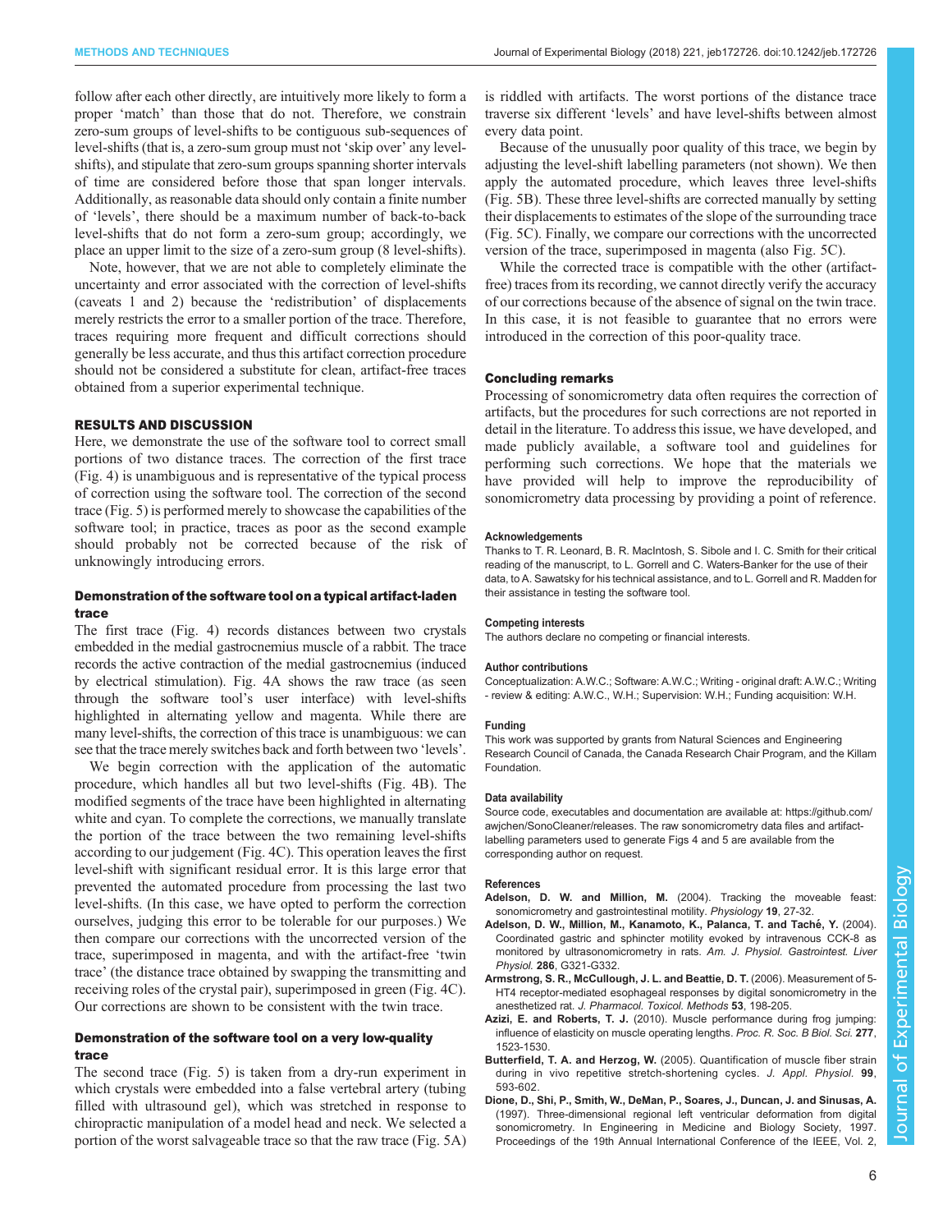follow after each other directly, are intuitively more likely to form a proper 'match' than those that do not. Therefore, we constrain zero-sum groups of level-shifts to be contiguous sub-sequences of level-shifts (that is, a zero-sum group must not 'skip over' any level-shifts), and stipulate that zero-sum groups spanning shorter intervals of time are considered before those that span longer intervals. Additionally, as reasonable data should only contain a finite number of 'levels', there should be a maximum number of back-to-back level-shifts that do not form a zero-sum group; accordingly, we place an upper limit to the size of a zero-sum group (8 level-shifts).

Note, however, that we are not able to completely eliminate the uncertainty and error associated with the correction of level-shifts (caveats 1 and 2) because the 'redistribution' of displacements merely restricts the error to a smaller portion of the trace. Therefore, traces requiring more frequent and difficult corrections should generally be less accurate, and thus this artifact correction procedure should not be considered a substitute for clean, artifact-free traces obtained from a superior experimental technique.

## RESULTS AND DISCUSSION

Here, we demonstrate the use of the software tool to correct small portions of two distance traces. The correction of the first trace (Fig. 4) is unambiguous and is representative of the typical process of correction using the software tool. The correction of the second trace (Fig. 5) is performed merely to showcase the capabilities of the software tool; in practice, traces as poor as the second example should probably not be corrected because of the risk of unknowingly introducing errors.

### Demonstration of the software tool on a typical artifact-laden trace

The first trace (Fig. 4) records distances between two crystals embedded in the medial gastrocnemius muscle of a rabbit. The trace records the active contraction of the medial gastrocnemius (induced by electrical stimulation). Fig. 4A shows the raw trace (as seen through the software tool's user interface) with level-shifts highlighted in alternating yellow and magenta. While there are many level-shifts, the correction of this trace is unambiguous: we can see that the trace merely switches back and forth between two 'levels'.

We begin correction with the application of the automatic procedure, which handles all but two level-shifts (Fig. 4B). The modified segments of the trace have been highlighted in alternating white and cyan. To complete the corrections, we manually translate the portion of the trace between the two remaining level-shifts according to our judgement (Fig. 4C). This operation leaves the first level-shift with significant residual error. It is this large error that prevented the automated procedure from processing the last two level-shifts. (In this case, we have opted to perform the correction ourselves, judging this error to be tolerable for our purposes.) We then compare our corrections with the uncorrected version of the trace, superimposed in magenta, and with the artifact-free 'twin trace' (the distance trace obtained by swapping the transmitting and receiving roles of the crystal pair), superimposed in green (Fig. 4C). Our corrections are shown to be consistent with the twin trace.

### Demonstration of the software tool on a very low-quality trace

The second trace (Fig. 5) is taken from a dry-run experiment in which crystals were embedded into a false vertebral artery (tubing filled with ultrasound gel), which was stretched in response to chiropractic manipulation of a model head and neck. We selected a portion of the worst salvageable trace so that the raw trace (Fig. 5A) is riddled with artifacts. The worst portions of the distance trace traverse six different 'levels' and have level-shifts between almost every data point.

Because of the unusually poor quality of this trace, we begin by adjusting the level-shift labelling parameters (not shown). We then apply the automated procedure, which leaves three level-shifts (Fig. 5B). These three level-shifts are corrected manually by setting their displacements to estimates of the slope of the surrounding trace (Fig. 5C). Finally, we compare our corrections with the uncorrected version of the trace, superimposed in magenta (also Fig. 5C).

While the corrected trace is compatible with the other (artifact-free) traces from its recording, we cannot directly verify the accuracy of our corrections because of the absence of signal on the twin trace. In this case, it is not feasible to guarantee that no errors were introduced in the correction of this poor-quality trace.

### Concluding remarks

Processing of sonomicrometry data often requires the correction of artifacts, but the procedures for such corrections are not reported in detail in the literature. To address this issue, we have developed, and made publicly available, a software tool and guidelines for performing such corrections. We hope that the materials we have provided will help to improve the reproducibility of sonomicrometry data processing by providing a point of reference.

#### Acknowledgements

Thanks to T. R. Leonard, B. R. MacIntosh, S. Sibole and I. C. Smith for their critical reading of the manuscript, to L. Gorrell and C. Waters-Banker for the use of their data, to A. Sawatsky for his technical assistance, and to L. Gorrell and R. Madden for their assistance in testing the software tool.

#### Competing interests

The authors declare no competing or financial interests.

#### Author contributions

Conceptualization: A.W.C.; Software: A.W.C.; Writing - original draft: A.W.C.; Writing - review & editing: A.W.C., W.H.; Supervision: W.H.; Funding acquisition: W.H.

#### Funding

This work was supported by grants from Natural Sciences and Engineering Research Council of Canada, the Canada Research Chair Program, and the Killam Foundation.

#### Data availability

Source code, executables and documentation are available at: https://github.com/awjchen/SonoCleaner/releases. The raw sonomicrometry data files and artifact-labelling parameters used to generate Figs 4 and 5 are available from the corresponding author on request.

#### References

**Adelson, D. W. and Million, M.** (2004). Tracking the moveable feast: sonomicrometry and gastrointestinal motility. *Physiology* **19**, 27-32.

**Adelson, D. W., Million, M., Kanamoto, K., Palanca, T. and Taché, Y.** (2004). Coordinated gastric and sphincter motility evoked by intravenous CCK-8 as monitored by ultrasonomicrometry in rats. *Am. J. Physiol. Gastrointest. Liver Physiol.* **286**, G321-G332.

**Armstrong, S. R., McCullough, J. L. and Beattie, D. T.** (2006). Measurement of 5-HT4 receptor-mediated esophageal responses by digital sonomicrometry in the anesthetized rat. *J. Pharmacol. Toxicol. Methods* **53**, 198-205.

**Azizi, E. and Roberts, T. J.** (2010). Muscle performance during frog jumping: influence of elasticity on muscle operating lengths. *Proc. R. Soc. B Biol. Sci.* **277**, 1523-1530.

**Butterfield, T. A. and Herzog, W.** (2005). Quantification of muscle fiber strain during in vivo repetitive stretch-shortening cycles. *J. Appl. Physiol.* **99**, 593-602.

**Dione, D., Shi, P., Smith, W., DeMan, P., Soares, J., Duncan, J. and Sinusas, A.** (1997). Three-dimensional regional left ventricular deformation from digital sonomicrometry. In Engineering in Medicine and Biology Society, 1997. Proceedings of the 19th Annual International Conference of the IEEE, Vol. 2,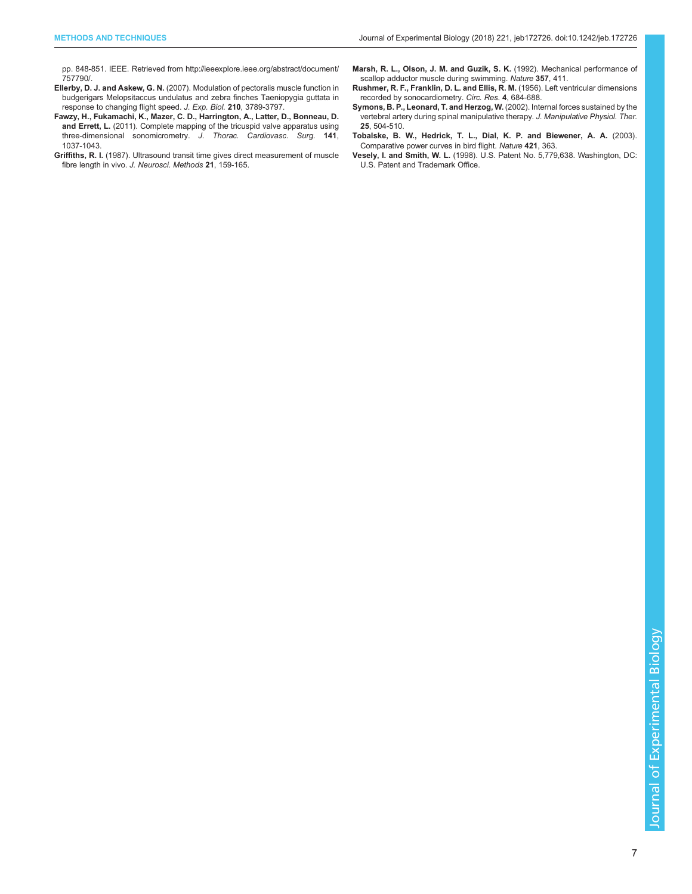pp. 848-851. IEEE. Retrieved from http://ieeexplore.ieee.org/abstract/document/757790/.

**Ellerby, D. J. and Askew, G. N.** (2007). Modulation of pectoralis muscle function in budgerigars Melopsitaccus undulatus and zebra finches Taeniopygia guttata in response to changing flight speed. *J. Exp. Biol.* **210**, 3789-3797.

**Fawzy, H., Fukamachi, K., Mazer, C. D., Harrington, A., Latter, D., Bonneau, D. and Errett, L.** (2011). Complete mapping of the tricuspid valve apparatus using three-dimensional sonomicrometry. *J. Thorac. Cardiovasc. Surg.* **141**, 1037-1043.

**Griffiths, R. I.** (1987). Ultrasound transit time gives direct measurement of muscle fibre length in vivo. *J. Neurosci. Methods* **21**, 159-165.

**Marsh, R. L., Olson, J. M. and Guzik, S. K.** (1992). Mechanical performance of scallop adductor muscle during swimming. *Nature* **357**, 411.

**Rushmer, R. F., Franklin, D. L. and Ellis, R. M.** (1956). Left ventricular dimensions recorded by sonocardiometry. *Circ. Res.* **4**, 684-688.

**Symons, B. P., Leonard, T. and Herzog, W.** (2002). Internal forces sustained by the vertebral artery during spinal manipulative therapy. *J. Manipulative Physiol. Ther.* **25**, 504-510.

**Tobalske, B. W., Hedrick, T. L., Dial, K. P. and Biewener, A. A.** (2003). Comparative power curves in bird flight. *Nature* **421**, 363.

**Vesely, I. and Smith, W. L.** (1998). U.S. Patent No. 5,779,638. Washington, DC: U.S. Patent and Trademark Office.